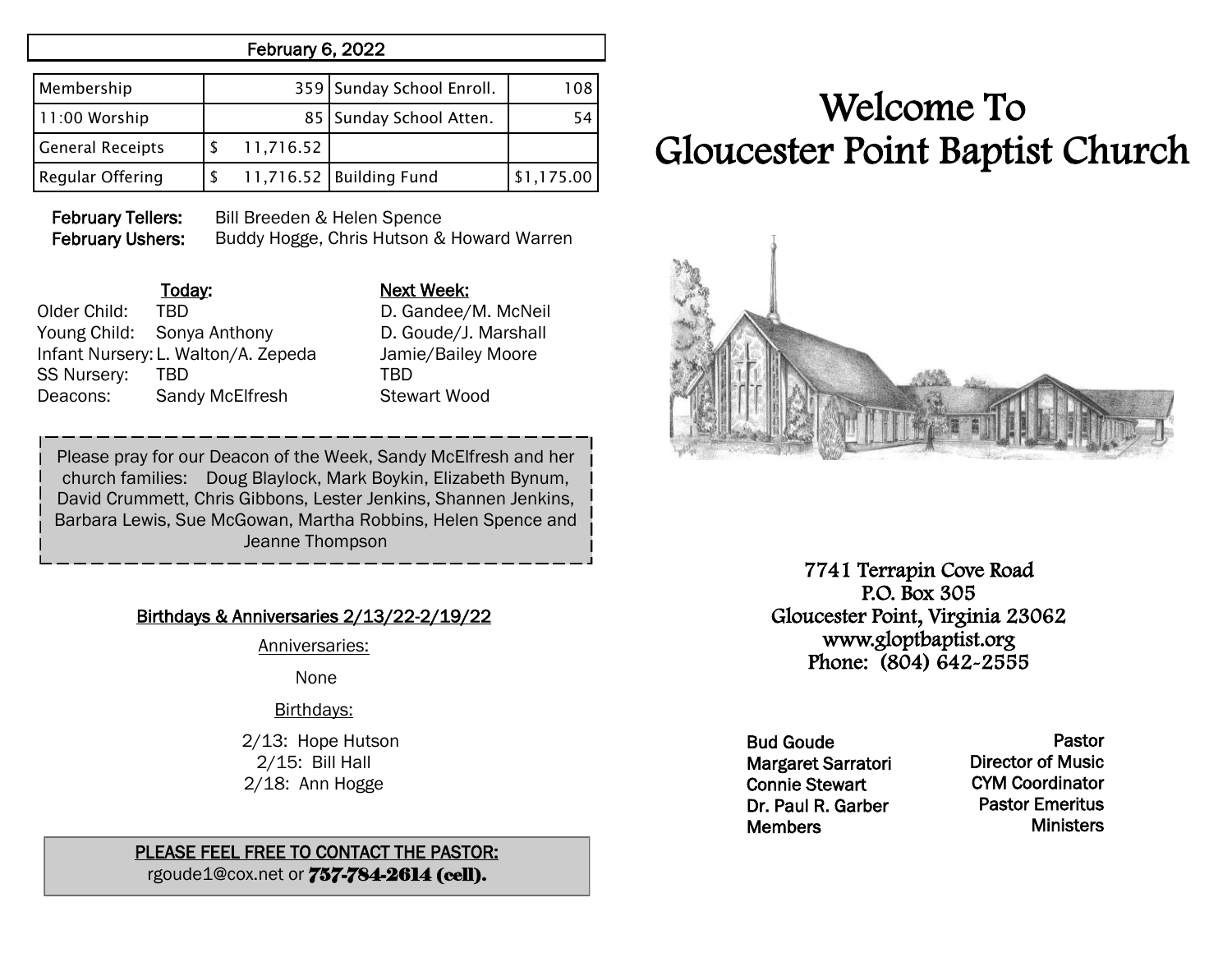**February 6, 2022**

| Membership | 359 | Sunday School Enroll. | 108 |
|---|---|---|---|
| 11:00 Worship | 85 | Sunday School Atten. | 54 |
| General Receipts | $ 11,716.52 | | |
| Regular Offering | $ 11,716.52 | Building Fund | $1,175.00 |

**February Tellers:** Bill Breeden & Helen Spence
**February Ushers:** Buddy Hogge, Chris Hutson & Howard Warren

| | Today: | Next Week: |
|---|---|---|
| Older Child: | TBD | D. Gandee/M. McNeil |
| Young Child: | Sonya Anthony | D. Goude/J. Marshall |
| Infant Nursery: | L. Walton/A. Zepeda | Jamie/Bailey Moore |
| SS Nursery: | TBD | TBD |
| Deacons: | Sandy McElfresh | Stewart Wood |

Please pray for our Deacon of the Week, Sandy McElfresh and her church families: Doug Blaylock, Mark Boykin, Elizabeth Bynum, David Crummett, Chris Gibbons, Lester Jenkins, Shannen Jenkins, Barbara Lewis, Sue McGowan, Martha Robbins, Helen Spence and Jeanne Thompson

**Birthdays & Anniversaries 2/13/22-2/19/22**

Anniversaries:

None

Birthdays:

2/13: Hope Hutson
2/15: Bill Hall
2/18: Ann Hogge

**PLEASE FEEL FREE TO CONTACT THE PASTOR:**
rgoude1@cox.net or **757-784-2614 (cell).**

# Welcome To Gloucester Point Baptist Church

7741 Terrapin Cove Road
P.O. Box 305
Gloucester Point, Virginia 23062
www.gloptbaptist.org
Phone: (804) 642-2555

| | |
|---|---|
| Bud Goude | Pastor |
| Margaret Sarratori | Director of Music |
| Connie Stewart | CYM Coordinator |
| Dr. Paul R. Garber | Pastor Emeritus |
| Members | Ministers |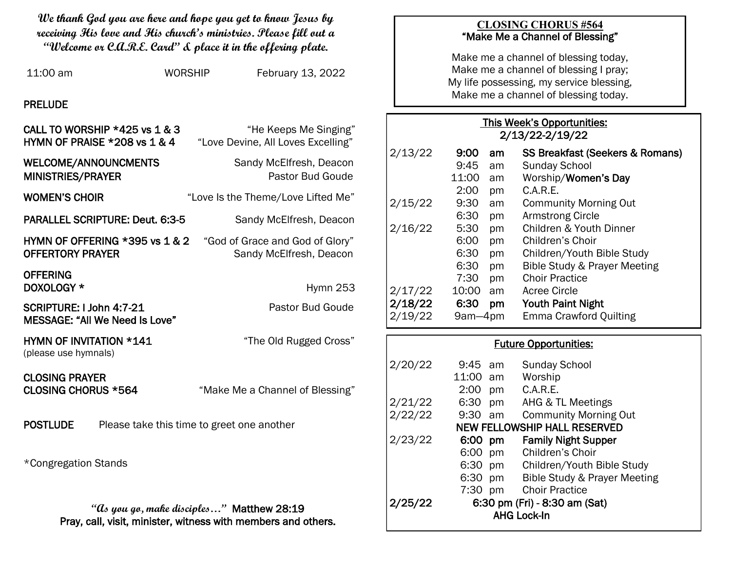***We thank God you are here and hope you get to know Jesus by receiving His love and His church's ministries. Please fill out a "Welcome or C.A.R.E. Card" & place it in the offering plate.***

11:00 am WORSHIP February 13, 2022

**PRELUDE**

**CALL TO WORSHIP *425 vs 1 & 3** "He Keeps Me Singing"
**HYMN OF PRAISE *208 vs 1 & 4** "Love Devine, All Loves Excelling"

**WELCOME/ANNOUNCMENTS** Sandy McElfresh, Deacon
**MINISTRIES/PRAYER** Pastor Bud Goude

**WOMEN'S CHOIR** "Love Is the Theme/Love Lifted Me"

**PARALLEL SCRIPTURE: Deut. 6:3-5** Sandy McElfresh, Deacon

**HYMN OF OFFERING *395 vs 1 & 2** "God of Grace and God of Glory"
**OFFERTORY PRAYER** Sandy McElfresh, Deacon

**OFFERING**
**DOXOLOGY *** Hymn 253

**SCRIPTURE: I John 4:7-21** Pastor Bud Goude
**MESSAGE: "All We Need Is Love"**

**HYMN OF INVITATION *141** "The Old Rugged Cross"
(please use hymnals)

**CLOSING PRAYER**
**CLOSING CHORUS *564** "Make Me a Channel of Blessing"

**POSTLUDE** Please take this time to greet one another

*Congregation Stands

***"As you go, make disciples…"*** **Matthew 28:19**
**Pray, call, visit, minister, witness with members and others.**

**CLOSING CHORUS #564**
**"Make Me a Channel of Blessing"**

Make me a channel of blessing today,
Make me a channel of blessing I pray;
My life possessing, my service blessing,
Make me a channel of blessing today.

**This Week's Opportunities:**
**2/13/22-2/19/22**

| | | | |
|---|---|---|---|
| 2/13/22 | **9:00** | **am** | **SS Breakfast (Seekers & Romans)** |
| | 9:45 | am | Sunday School |
| | 11:00 | am | Worship/**Women's Day** |
| | 2:00 | pm | C.A.R.E. |
| 2/15/22 | 9:30 | am | Community Morning Out |
| | 6:30 | pm | Armstrong Circle |
| 2/16/22 | 5:30 | pm | Children & Youth Dinner |
| | 6:00 | pm | Children's Choir |
| | 6:30 | pm | Children/Youth Bible Study |
| | 6:30 | pm | Bible Study & Prayer Meeting |
| | 7:30 | pm | Choir Practice |
| 2/17/22 | 10:00 | am | Acree Circle |
| **2/18/22** | **6:30** | **pm** | **Youth Paint Night** |
| 2/19/22 | 9am—4pm | | Emma Crawford Quilting |

**Future Opportunities:**

| | | | |
|---|---|---|---|
| 2/20/22 | 9:45 | am | Sunday School |
| | 11:00 | am | Worship |
| | 2:00 | pm | C.A.R.E. |
| 2/21/22 | 6:30 | pm | AHG & TL Meetings |
| 2/22/22 | 9:30 | am | Community Morning Out |
| | **NEW FELLOWSHIP HALL RESERVED** | | |
| 2/23/22 | **6:00** | **pm** | **Family Night Supper** |
| | 6:00 | pm | Children's Choir |
| | 6:30 | pm | Children/Youth Bible Study |
| | 6:30 | pm | Bible Study & Prayer Meeting |
| | 7:30 | pm | Choir Practice |
| **2/25/22** | **6:30 pm (Fri) - 8:30 am (Sat)** | | **AHG Lock-In** |